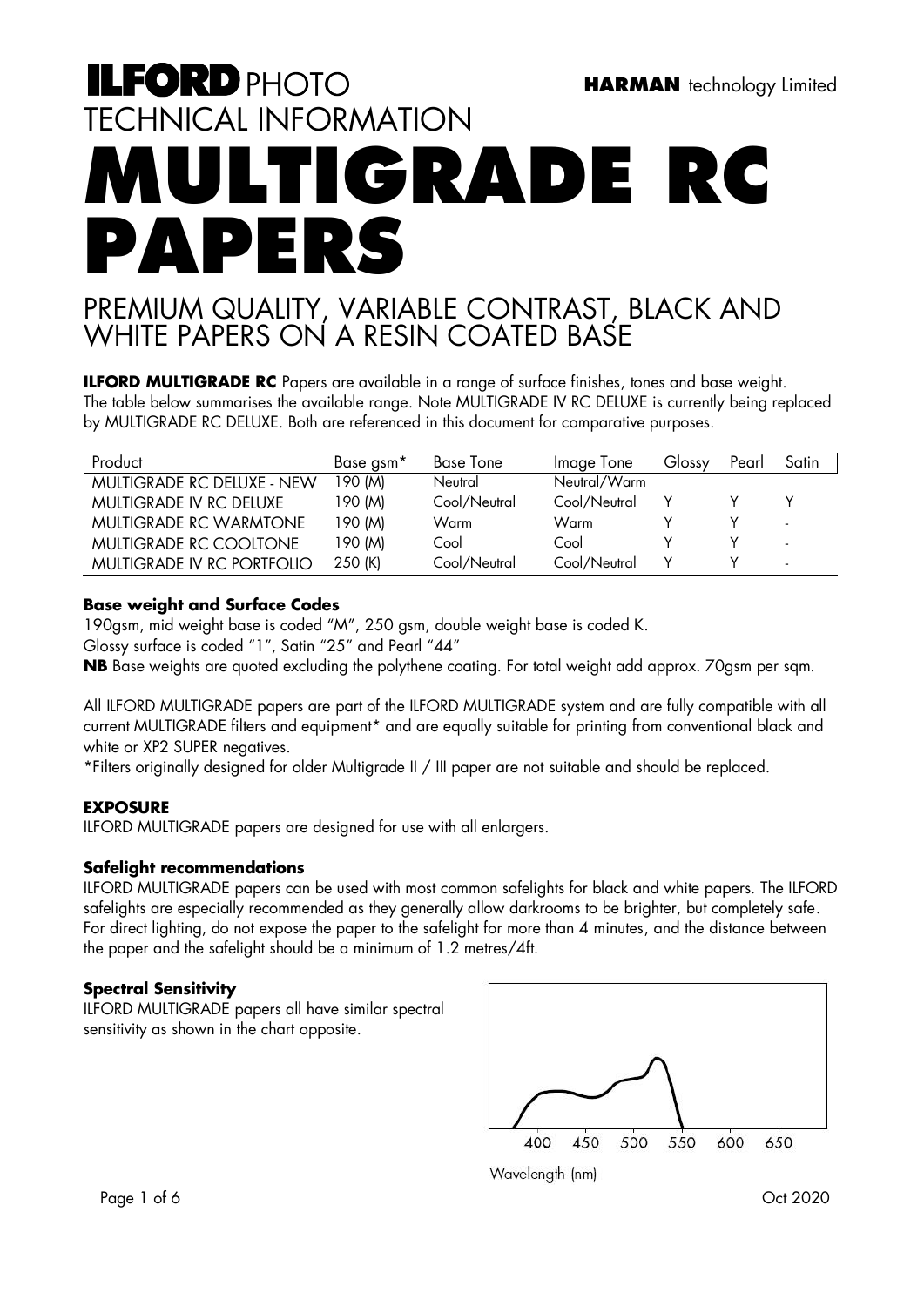ILFORD PHOTO

HARMAN technology Limited

# TECHNICAL INFORMATION

# MULTIGRADE RC PAPERS

## PREMIUM QUALITY, VARIABLE CONTRAST, BLACK AND WHITE PAPERS ON A RESIN COATED BASE

**ILFORD MULTIGRADE RC** Papers are available in a range of surface finishes, tones and base weight. The table below summarises the available range. Note MULTIGRADE IV RC DELUXE is currently being replaced by MULTIGRADE RC DELUXE. Both are referenced in this document for comparative purposes.

| Product | Base gsm* | Base Tone | Image Tone | Glossy | Pearl | Satin |
|---|---|---|---|---|---|---|
| MULTIGRADE RC DELUXE - NEW | 190 (M) | Neutral | Neutral/Warm | | | |
| MULTIGRADE IV RC DELUXE | 190 (M) | Cool/Neutral | Cool/Neutral | Y | Y | Y |
| MULTIGRADE RC WARMTONE | 190 (M) | Warm | Warm | Y | Y | - |
| MULTIGRADE RC COOLTONE | 190 (M) | Cool | Cool | Y | Y | - |
| MULTIGRADE IV RC PORTFOLIO | 250 (K) | Cool/Neutral | Cool/Neutral | Y | Y | - |

### Base weight and Surface Codes

190gsm, mid weight base is coded "M", 250 gsm, double weight base is coded K.
Glossy surface is coded "1", Satin "25" and Pearl "44"
**NB** Base weights are quoted excluding the polythene coating. For total weight add approx. 70gsm per sqm.

All ILFORD MULTIGRADE papers are part of the ILFORD MULTIGRADE system and are fully compatible with all current MULTIGRADE filters and equipment* and are equally suitable for printing from conventional black and white or XP2 SUPER negatives.
*Filters originally designed for older Multigrade II / III paper are not suitable and should be replaced.

### EXPOSURE

ILFORD MULTIGRADE papers are designed for use with all enlargers.

### Safelight recommendations

ILFORD MULTIGRADE papers can be used with most common safelights for black and white papers. The ILFORD safelights are especially recommended as they generally allow darkrooms to be brighter, but completely safe. For direct lighting, do not expose the paper to the safelight for more than 4 minutes, and the distance between the paper and the safelight should be a minimum of 1.2 metres/4ft.

### Spectral Sensitivity

ILFORD MULTIGRADE papers all have similar spectral sensitivity as shown in the chart opposite.

400 450 500 550 600 650

Wavelength (nm)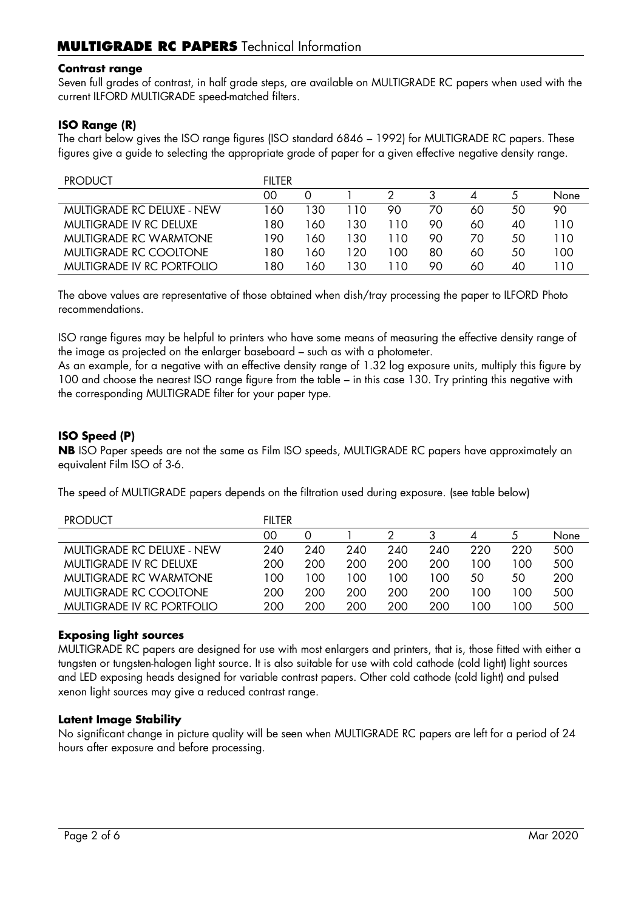## Contrast range

Seven full grades of contrast, in half grade steps, are available on MULTIGRADE RC papers when used with the current ILFORD MULTIGRADE speed-matched filters.

## ISO Range (R)

The chart below gives the ISO range figures (ISO standard 6846 – 1992) for MULTIGRADE RC papers. These figures give a guide to selecting the appropriate grade of paper for a given effective negative density range.

| PRODUCT | FILTER | | | | | | | |
|---|---|---|---|---|---|---|---|---|
| | 00 | 0 | 1 | 2 | 3 | 4 | 5 | None |
| MULTIGRADE RC DELUXE - NEW | 160 | 130 | 110 | 90 | 70 | 60 | 50 | 90 |
| MULTIGRADE IV RC DELUXE | 180 | 160 | 130 | 110 | 90 | 60 | 40 | 110 |
| MULTIGRADE RC WARMTONE | 190 | 160 | 130 | 110 | 90 | 70 | 50 | 110 |
| MULTIGRADE RC COOLTONE | 180 | 160 | 120 | 100 | 80 | 60 | 50 | 100 |
| MULTIGRADE IV RC PORTFOLIO | 180 | 160 | 130 | 110 | 90 | 60 | 40 | 110 |

The above values are representative of those obtained when dish/tray processing the paper to ILFORD Photo recommendations.

ISO range figures may be helpful to printers who have some means of measuring the effective density range of the image as projected on the enlarger baseboard – such as with a photometer.

As an example, for a negative with an effective density range of 1.32 log exposure units, multiply this figure by 100 and choose the nearest ISO range figure from the table – in this case 130. Try printing this negative with the corresponding MULTIGRADE filter for your paper type.

## ISO Speed (P)

**NB** ISO Paper speeds are not the same as Film ISO speeds, MULTIGRADE RC papers have approximately an equivalent Film ISO of 3-6.

The speed of MULTIGRADE papers depends on the filtration used during exposure. (see table below)

| PRODUCT | FILTER | | | | | | | |
|---|---|---|---|---|---|---|---|---|
| | 00 | 0 | 1 | 2 | 3 | 4 | 5 | None |
| MULTIGRADE RC DELUXE - NEW | 240 | 240 | 240 | 240 | 240 | 220 | 220 | 500 |
| MULTIGRADE IV RC DELUXE | 200 | 200 | 200 | 200 | 200 | 100 | 100 | 500 |
| MULTIGRADE RC WARMTONE | 100 | 100 | 100 | 100 | 100 | 50 | 50 | 200 |
| MULTIGRADE RC COOLTONE | 200 | 200 | 200 | 200 | 200 | 100 | 100 | 500 |
| MULTIGRADE IV RC PORTFOLIO | 200 | 200 | 200 | 200 | 200 | 100 | 100 | 500 |

## Exposing light sources

MULTIGRADE RC papers are designed for use with most enlargers and printers, that is, those fitted with either a tungsten or tungsten-halogen light source. It is also suitable for use with cold cathode (cold light) light sources and LED exposing heads designed for variable contrast papers. Other cold cathode (cold light) and pulsed xenon light sources may give a reduced contrast range.

## Latent Image Stability

No significant change in picture quality will be seen when MULTIGRADE RC papers are left for a period of 24 hours after exposure and before processing.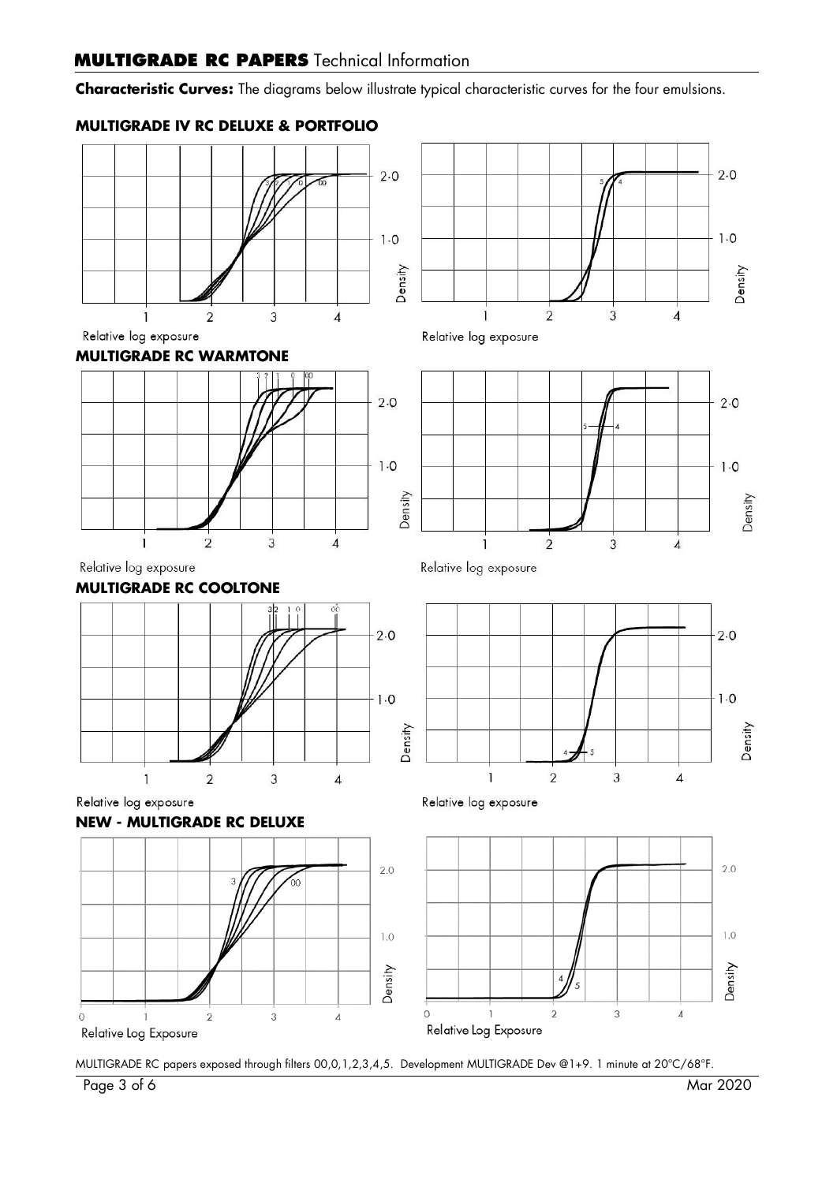**Characteristic Curves:** The diagrams below illustrate typical characteristic curves for the four emulsions.

### MULTIGRADE IV RC DELUXE & PORTFOLIO

### MULTIGRADE RC WARMTONE

### MULTIGRADE RC COOLTONE

### NEW - MULTIGRADE RC DELUXE

MULTIGRADE RC papers exposed through filters 00,0,1,2,3,4,5. Development MULTIGRADE Dev @1+9. 1 minute at 20°C/68°F.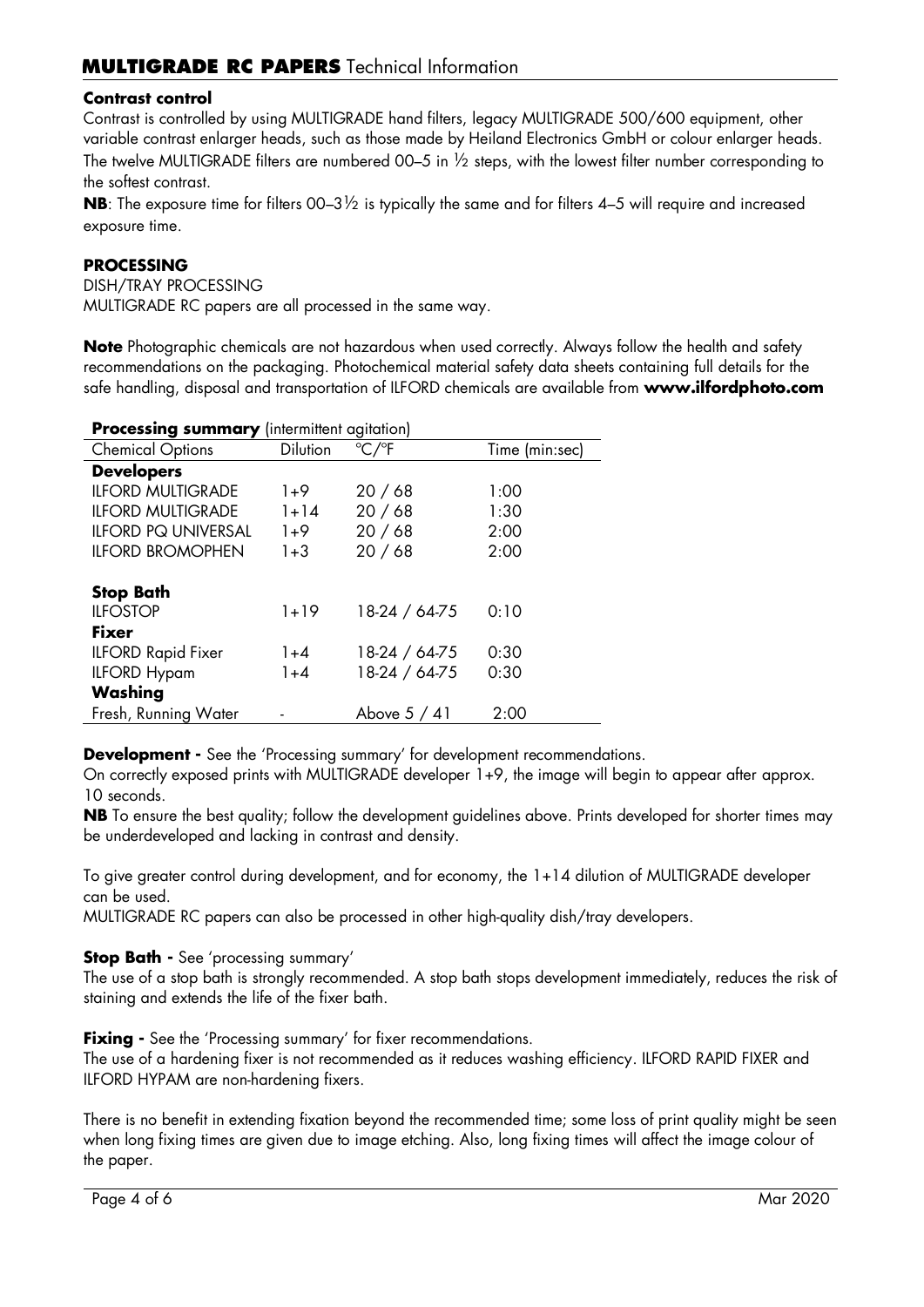## Contrast control

Contrast is controlled by using MULTIGRADE hand filters, legacy MULTIGRADE 500/600 equipment, other variable contrast enlarger heads, such as those made by Heiland Electronics GmbH or colour enlarger heads. The twelve MULTIGRADE filters are numbered 00–5 in ½ steps, with the lowest filter number corresponding to the softest contrast.

**NB**: The exposure time for filters 00–3½ is typically the same and for filters 4–5 will require and increased exposure time.

## PROCESSING

DISH/TRAY PROCESSING

MULTIGRADE RC papers are all processed in the same way.

**Note** Photographic chemicals are not hazardous when used correctly. Always follow the health and safety recommendations on the packaging. Photochemical material safety data sheets containing full details for the safe handling, disposal and transportation of ILFORD chemicals are available from **www.ilfordphoto.com**

**Processing summary** (intermittent agitation)

| Chemical Options | Dilution | °C/°F | Time (min:sec) |
|---|---|---|---|
| **Developers** | | | |
| ILFORD MULTIGRADE | 1+9 | 20 / 68 | 1:00 |
| ILFORD MULTIGRADE | 1+14 | 20 / 68 | 1:30 |
| ILFORD PQ UNIVERSAL | 1+9 | 20 / 68 | 2:00 |
| ILFORD BROMOPHEN | 1+3 | 20 / 68 | 2:00 |
| **Stop Bath** | | | |
| ILFOSTOP | 1+19 | 18-24 / 64-75 | 0:10 |
| **Fixer** | | | |
| ILFORD Rapid Fixer | 1+4 | 18-24 / 64-75 | 0:30 |
| ILFORD Hypam | 1+4 | 18-24 / 64-75 | 0:30 |
| **Washing** | | | |
| Fresh, Running Water | - | Above 5 / 41 | 2:00 |

**Development -** See the 'Processing summary' for development recommendations.

On correctly exposed prints with MULTIGRADE developer 1+9, the image will begin to appear after approx. 10 seconds.

**NB** To ensure the best quality; follow the development guidelines above. Prints developed for shorter times may be underdeveloped and lacking in contrast and density.

To give greater control during development, and for economy, the 1+14 dilution of MULTIGRADE developer can be used.

MULTIGRADE RC papers can also be processed in other high-quality dish/tray developers.

**Stop Bath -** See 'processing summary'

The use of a stop bath is strongly recommended. A stop bath stops development immediately, reduces the risk of staining and extends the life of the fixer bath.

**Fixing -** See the 'Processing summary' for fixer recommendations.

The use of a hardening fixer is not recommended as it reduces washing efficiency. ILFORD RAPID FIXER and ILFORD HYPAM are non-hardening fixers.

There is no benefit in extending fixation beyond the recommended time; some loss of print quality might be seen when long fixing times are given due to image etching. Also, long fixing times will affect the image colour of the paper.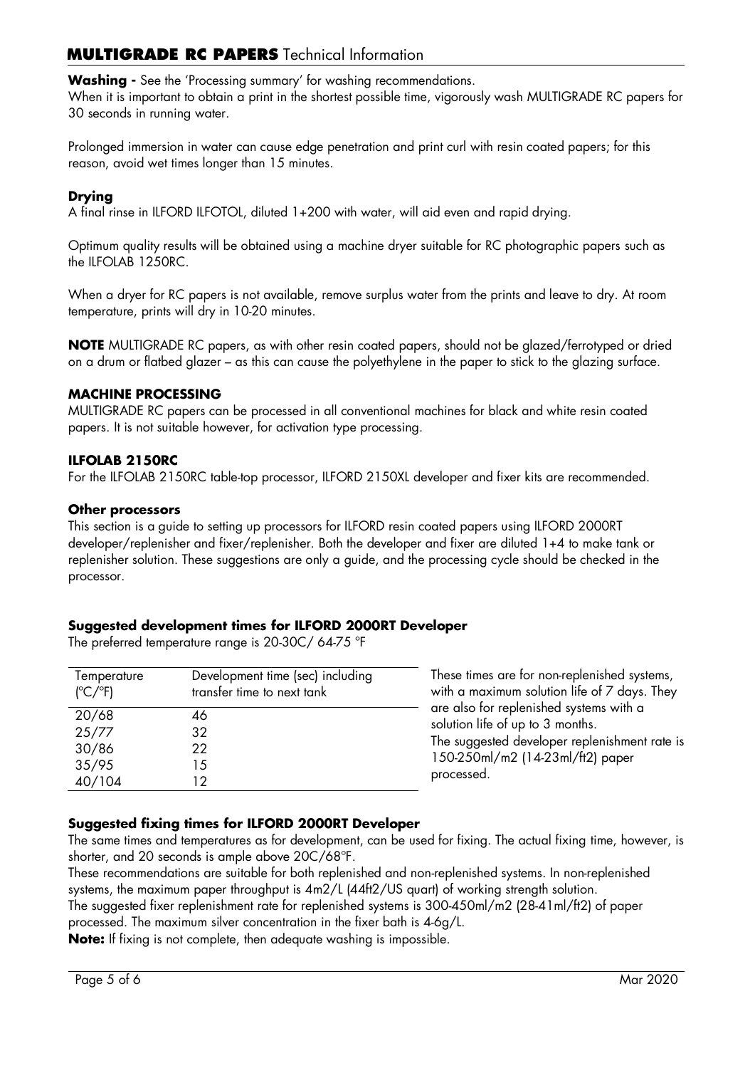**Washing -** See the 'Processing summary' for washing recommendations.
When it is important to obtain a print in the shortest possible time, vigorously wash MULTIGRADE RC papers for 30 seconds in running water.

Prolonged immersion in water can cause edge penetration and print curl with resin coated papers; for this reason, avoid wet times longer than 15 minutes.

### Drying

A final rinse in ILFORD ILFOTOL, diluted 1+200 with water, will aid even and rapid drying.

Optimum quality results will be obtained using a machine dryer suitable for RC photographic papers such as the ILFOLAB 1250RC.

When a dryer for RC papers is not available, remove surplus water from the prints and leave to dry. At room temperature, prints will dry in 10-20 minutes.

**NOTE** MULTIGRADE RC papers, as with other resin coated papers, should not be glazed/ferrotyped or dried on a drum or flatbed glazer – as this can cause the polyethylene in the paper to stick to the glazing surface.

### MACHINE PROCESSING

MULTIGRADE RC papers can be processed in all conventional machines for black and white resin coated papers. It is not suitable however, for activation type processing.

### ILFOLAB 2150RC

For the ILFOLAB 2150RC table-top processor, ILFORD 2150XL developer and fixer kits are recommended.

### Other processors

This section is a guide to setting up processors for ILFORD resin coated papers using ILFORD 2000RT developer/replenisher and fixer/replenisher. Both the developer and fixer are diluted 1+4 to make tank or replenisher solution. These suggestions are only a guide, and the processing cycle should be checked in the processor.

### Suggested development times for ILFORD 2000RT Developer

The preferred temperature range is 20-30C/ 64-75 °F

| Temperature (°C/°F) | Development time (sec) including transfer time to next tank |
|---|---|
| 20/68 | 46 |
| 25/77 | 32 |
| 30/86 | 22 |
| 35/95 | 15 |
| 40/104 | 12 |

These times are for non-replenished systems, with a maximum solution life of 7 days. They are also for replenished systems with a solution life of up to 3 months.
The suggested developer replenishment rate is 150-250ml/m2 (14-23ml/ft2) paper processed.

### Suggested fixing times for ILFORD 2000RT Developer

The same times and temperatures as for development, can be used for fixing. The actual fixing time, however, is shorter, and 20 seconds is ample above 20C/68°F.
These recommendations are suitable for both replenished and non-replenished systems. In non-replenished systems, the maximum paper throughput is 4m2/L (44ft2/US quart) of working strength solution.
The suggested fixer replenishment rate for replenished systems is 300-450ml/m2 (28-41ml/ft2) of paper processed. The maximum silver concentration in the fixer bath is 4-6g/L.
**Note:** If fixing is not complete, then adequate washing is impossible.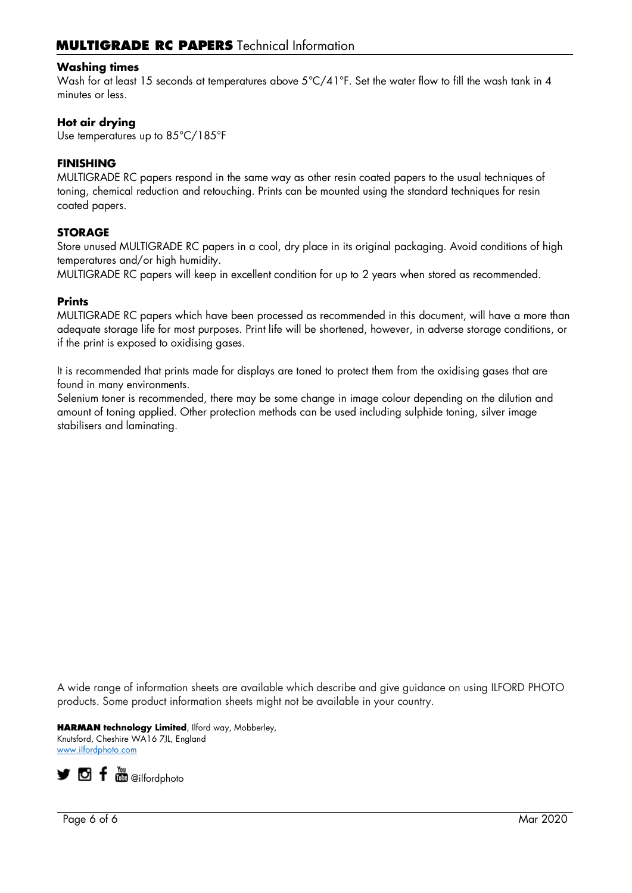### Washing times

Wash for at least 15 seconds at temperatures above 5°C/41°F. Set the water flow to fill the wash tank in 4 minutes or less.

### Hot air drying

Use temperatures up to 85°C/185°F

## FINISHING

MULTIGRADE RC papers respond in the same way as other resin coated papers to the usual techniques of toning, chemical reduction and retouching. Prints can be mounted using the standard techniques for resin coated papers.

## STORAGE

Store unused MULTIGRADE RC papers in a cool, dry place in its original packaging. Avoid conditions of high temperatures and/or high humidity.

MULTIGRADE RC papers will keep in excellent condition for up to 2 years when stored as recommended.

### Prints

MULTIGRADE RC papers which have been processed as recommended in this document, will have a more than adequate storage life for most purposes. Print life will be shortened, however, in adverse storage conditions, or if the print is exposed to oxidising gases.

It is recommended that prints made for displays are toned to protect them from the oxidising gases that are found in many environments.

Selenium toner is recommended, there may be some change in image colour depending on the dilution and amount of toning applied. Other protection methods can be used including sulphide toning, silver image stabilisers and laminating.

A wide range of information sheets are available which describe and give guidance on using ILFORD PHOTO products. Some product information sheets might not be available in your country.

**HARMAN technology Limited**, Ilford way, Mobberley,
Knutsford, Cheshire WA16 7JL, England
www.ilfordphoto.com

@ilfordphoto